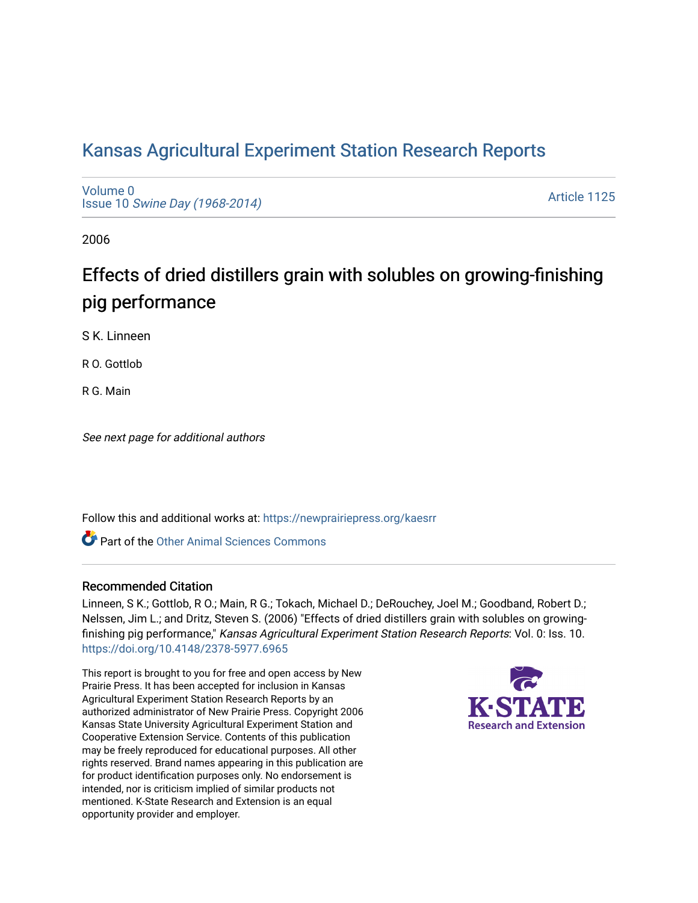# Kansas Agricultural Experiment Station Research Reports

Volume 0
Issue 10 *Swine Day (1968-2014)*

Article 1125

2006

## Effects of dried distillers grain with solubles on growing-finishing pig performance

S K. Linneen

R O. Gottlob

R G. Main

*See next page for additional authors*

Follow this and additional works at: https://newprairiepress.org/kaesrr

Part of the Other Animal Sciences Commons

### Recommended Citation

Linneen, S K.; Gottlob, R O.; Main, R G.; Tokach, Michael D.; DeRouchey, Joel M.; Goodband, Robert D.; Nelssen, Jim L.; and Dritz, Steven S. (2006) "Effects of dried distillers grain with solubles on growing-finishing pig performance," *Kansas Agricultural Experiment Station Research Reports*: Vol. 0: Iss. 10. https://doi.org/10.4148/2378-5977.6965

This report is brought to you for free and open access by New Prairie Press. It has been accepted for inclusion in Kansas Agricultural Experiment Station Research Reports by an authorized administrator of New Prairie Press. Copyright 2006 Kansas State University Agricultural Experiment Station and Cooperative Extension Service. Contents of this publication may be freely reproduced for educational purposes. All other rights reserved. Brand names appearing in this publication are for product identification purposes only. No endorsement is intended, nor is criticism implied of similar products not mentioned. K-State Research and Extension is an equal opportunity provider and employer.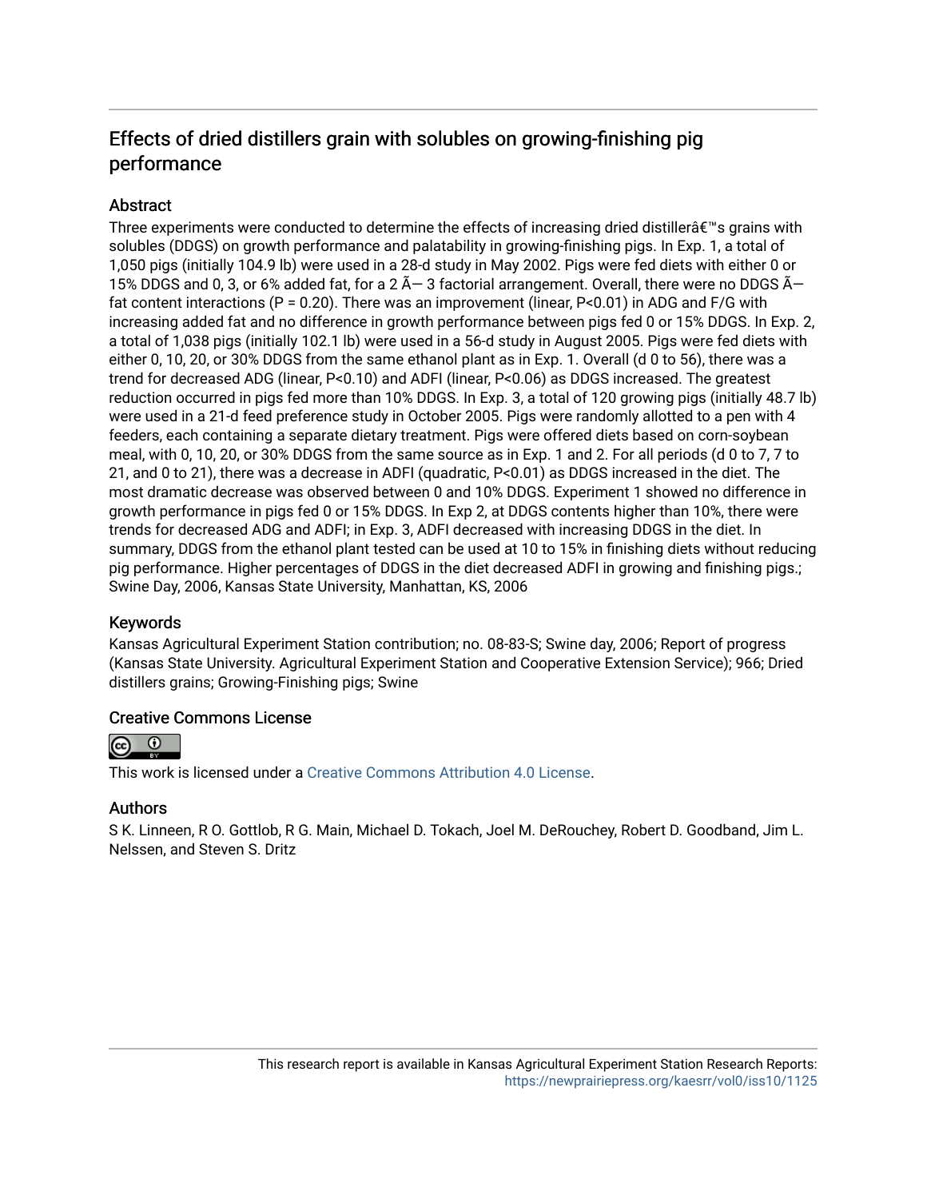# Effects of dried distillers grain with solubles on growing-finishing pig performance

## Abstract

Three experiments were conducted to determine the effects of increasing dried distillerâ€™s grains with solubles (DDGS) on growth performance and palatability in growing-finishing pigs. In Exp. 1, a total of 1,050 pigs (initially 104.9 lb) were used in a 28-d study in May 2002. Pigs were fed diets with either 0 or 15% DDGS and 0, 3, or 6% added fat, for a 2 Ã— 3 factorial arrangement. Overall, there were no DDGS Ã— fat content interactions (P = 0.20). There was an improvement (linear, P<0.01) in ADG and F/G with increasing added fat and no difference in growth performance between pigs fed 0 or 15% DDGS. In Exp. 2, a total of 1,038 pigs (initially 102.1 lb) were used in a 56-d study in August 2005. Pigs were fed diets with either 0, 10, 20, or 30% DDGS from the same ethanol plant as in Exp. 1. Overall (d 0 to 56), there was a trend for decreased ADG (linear, P<0.10) and ADFI (linear, P<0.06) as DDGS increased. The greatest reduction occurred in pigs fed more than 10% DDGS. In Exp. 3, a total of 120 growing pigs (initially 48.7 lb) were used in a 21-d feed preference study in October 2005. Pigs were randomly allotted to a pen with 4 feeders, each containing a separate dietary treatment. Pigs were offered diets based on corn-soybean meal, with 0, 10, 20, or 30% DDGS from the same source as in Exp. 1 and 2. For all periods (d 0 to 7, 7 to 21, and 0 to 21), there was a decrease in ADFI (quadratic, P<0.01) as DDGS increased in the diet. The most dramatic decrease was observed between 0 and 10% DDGS. Experiment 1 showed no difference in growth performance in pigs fed 0 or 15% DDGS. In Exp 2, at DDGS contents higher than 10%, there were trends for decreased ADG and ADFI; in Exp. 3, ADFI decreased with increasing DDGS in the diet. In summary, DDGS from the ethanol plant tested can be used at 10 to 15% in finishing diets without reducing pig performance. Higher percentages of DDGS in the diet decreased ADFI in growing and finishing pigs.; Swine Day, 2006, Kansas State University, Manhattan, KS, 2006

## Keywords

Kansas Agricultural Experiment Station contribution; no. 08-83-S; Swine day, 2006; Report of progress (Kansas State University. Agricultural Experiment Station and Cooperative Extension Service); 966; Dried distillers grains; Growing-Finishing pigs; Swine

## Creative Commons License

This work is licensed under a Creative Commons Attribution 4.0 License.

## Authors

S K. Linneen, R O. Gottlob, R G. Main, Michael D. Tokach, Joel M. DeRouchey, Robert D. Goodband, Jim L. Nelssen, and Steven S. Dritz

This research report is available in Kansas Agricultural Experiment Station Research Reports: https://newprairiepress.org/kaesrr/vol0/iss10/1125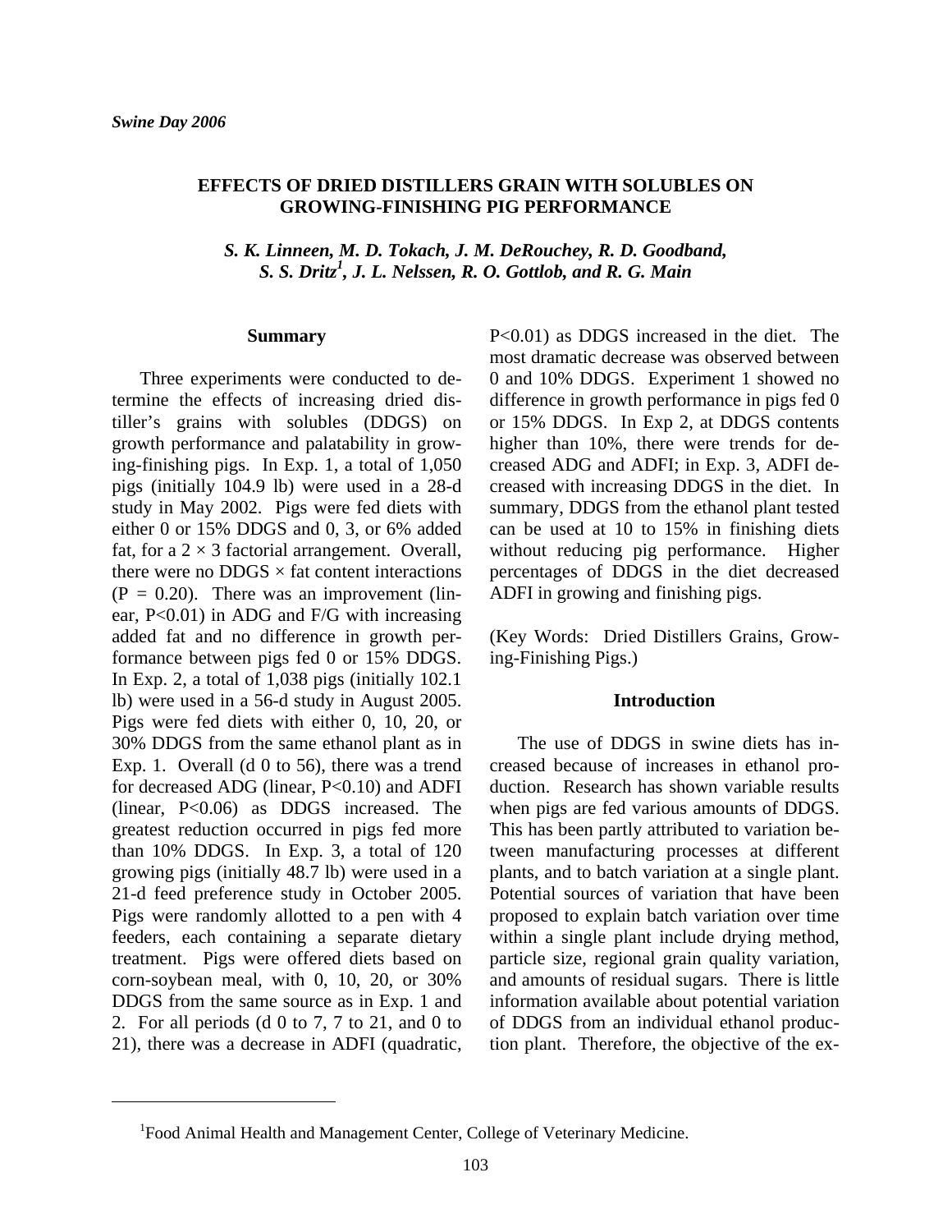# EFFECTS OF DRIED DISTILLERS GRAIN WITH SOLUBLES ON GROWING-FINISHING PIG PERFORMANCE

*S. K. Linneen, M. D. Tokach, J. M. DeRouchey, R. D. Goodband, S. S. Dritz[1], J. L. Nelssen, R. O. Gottlob, and R. G. Main*

## Summary

Three experiments were conducted to determine the effects of increasing dried distiller's grains with solubles (DDGS) on growth performance and palatability in growing-finishing pigs. In Exp. 1, a total of 1,050 pigs (initially 104.9 lb) were used in a 28-d study in May 2002. Pigs were fed diets with either 0 or 15% DDGS and 0, 3, or 6% added fat, for a $2 \times 3$ factorial arrangement. Overall, there were no DDGS × fat content interactions ($P = 0.20$). There was an improvement (linear, $P<0.01$) in ADG and F/G with increasing added fat and no difference in growth performance between pigs fed 0 or 15% DDGS. In Exp. 2, a total of 1,038 pigs (initially 102.1 lb) were used in a 56-d study in August 2005. Pigs were fed diets with either 0, 10, 20, or 30% DDGS from the same ethanol plant as in Exp. 1. Overall (d 0 to 56), there was a trend for decreased ADG (linear, $P<0.10$) and ADFI (linear, $P<0.06$) as DDGS increased. The greatest reduction occurred in pigs fed more than 10% DDGS. In Exp. 3, a total of 120 growing pigs (initially 48.7 lb) were used in a 21-d feed preference study in October 2005. Pigs were randomly allotted to a pen with 4 feeders, each containing a separate dietary treatment. Pigs were offered diets based on corn-soybean meal, with 0, 10, 20, or 30% DDGS from the same source as in Exp. 1 and 2. For all periods (d 0 to 7, 7 to 21, and 0 to 21), there was a decrease in ADFI (quadratic, $P<0.01$) as DDGS increased in the diet. The most dramatic decrease was observed between 0 and 10% DDGS. Experiment 1 showed no difference in growth performance in pigs fed 0 or 15% DDGS. In Exp 2, at DDGS contents higher than 10%, there were trends for decreased ADG and ADFI; in Exp. 3, ADFI decreased with increasing DDGS in the diet. In summary, DDGS from the ethanol plant tested can be used at 10 to 15% in finishing diets without reducing pig performance. Higher percentages of DDGS in the diet decreased ADFI in growing and finishing pigs.

(Key Words: Dried Distillers Grains, Growing-Finishing Pigs.)

## Introduction

The use of DDGS in swine diets has increased because of increases in ethanol production. Research has shown variable results when pigs are fed various amounts of DDGS. This has been partly attributed to variation between manufacturing processes at different plants, and to batch variation at a single plant. Potential sources of variation that have been proposed to explain batch variation over time within a single plant include drying method, particle size, regional grain quality variation, and amounts of residual sugars. There is little information available about potential variation of DDGS from an individual ethanol production plant. Therefore, the objective of the ex-

[1]Food Animal Health and Management Center, College of Veterinary Medicine.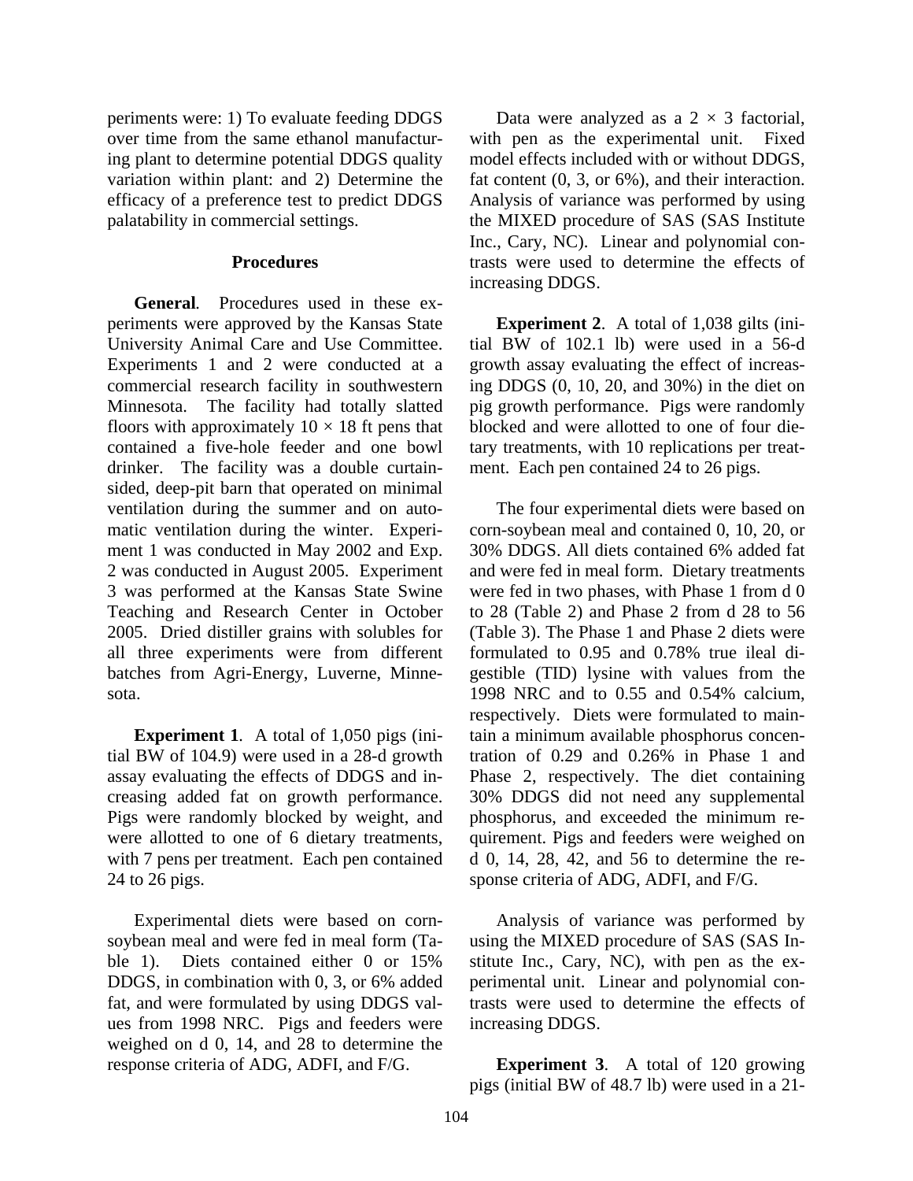periments were: 1) To evaluate feeding DDGS over time from the same ethanol manufacturing plant to determine potential DDGS quality variation within plant: and 2) Determine the efficacy of a preference test to predict DDGS palatability in commercial settings.

## Procedures

**General**. Procedures used in these experiments were approved by the Kansas State University Animal Care and Use Committee. Experiments 1 and 2 were conducted at a commercial research facility in southwestern Minnesota. The facility had totally slatted floors with approximately 10 × 18 ft pens that contained a five-hole feeder and one bowl drinker. The facility was a double curtain-sided, deep-pit barn that operated on minimal ventilation during the summer and on automatic ventilation during the winter. Experiment 1 was conducted in May 2002 and Exp. 2 was conducted in August 2005. Experiment 3 was performed at the Kansas State Swine Teaching and Research Center in October 2005. Dried distiller grains with solubles for all three experiments were from different batches from Agri-Energy, Luverne, Minnesota.

**Experiment 1**. A total of 1,050 pigs (initial BW of 104.9) were used in a 28-d growth assay evaluating the effects of DDGS and increasing added fat on growth performance. Pigs were randomly blocked by weight, and were allotted to one of 6 dietary treatments, with 7 pens per treatment. Each pen contained 24 to 26 pigs.

Experimental diets were based on corn-soybean meal and were fed in meal form (Table 1). Diets contained either 0 or 15% DDGS, in combination with 0, 3, or 6% added fat, and were formulated by using DDGS values from 1998 NRC. Pigs and feeders were weighed on d 0, 14, and 28 to determine the response criteria of ADG, ADFI, and F/G.

Data were analyzed as a 2 × 3 factorial, with pen as the experimental unit. Fixed model effects included with or without DDGS, fat content (0, 3, or 6%), and their interaction. Analysis of variance was performed by using the MIXED procedure of SAS (SAS Institute Inc., Cary, NC). Linear and polynomial contrasts were used to determine the effects of increasing DDGS.

**Experiment 2**. A total of 1,038 gilts (initial BW of 102.1 lb) were used in a 56-d growth assay evaluating the effect of increasing DDGS (0, 10, 20, and 30%) in the diet on pig growth performance. Pigs were randomly blocked and were allotted to one of four dietary treatments, with 10 replications per treatment. Each pen contained 24 to 26 pigs.

The four experimental diets were based on corn-soybean meal and contained 0, 10, 20, or 30% DDGS. All diets contained 6% added fat and were fed in meal form. Dietary treatments were fed in two phases, with Phase 1 from d 0 to 28 (Table 2) and Phase 2 from d 28 to 56 (Table 3). The Phase 1 and Phase 2 diets were formulated to 0.95 and 0.78% true ileal digestible (TID) lysine with values from the 1998 NRC and to 0.55 and 0.54% calcium, respectively. Diets were formulated to maintain a minimum available phosphorus concentration of 0.29 and 0.26% in Phase 1 and Phase 2, respectively. The diet containing 30% DDGS did not need any supplemental phosphorus, and exceeded the minimum requirement. Pigs and feeders were weighed on d 0, 14, 28, 42, and 56 to determine the response criteria of ADG, ADFI, and F/G.

Analysis of variance was performed by using the MIXED procedure of SAS (SAS Institute Inc., Cary, NC), with pen as the experimental unit. Linear and polynomial contrasts were used to determine the effects of increasing DDGS.

**Experiment 3**. A total of 120 growing pigs (initial BW of 48.7 lb) were used in a 21-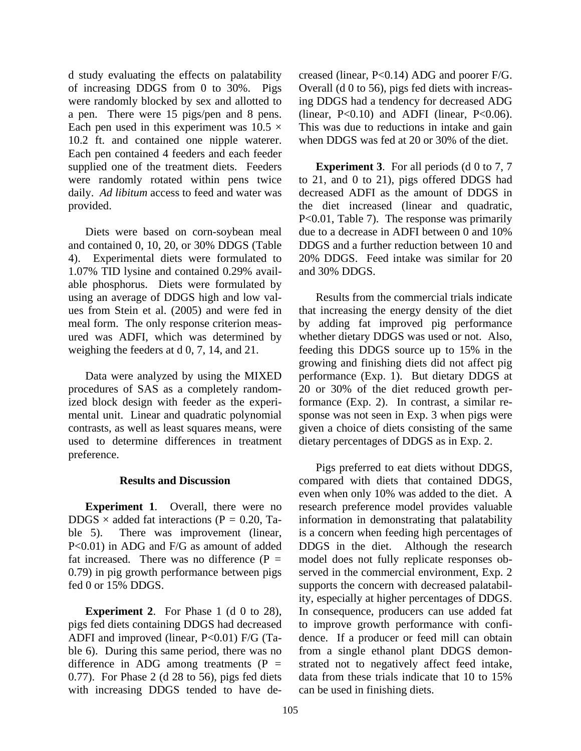d study evaluating the effects on palatability of increasing DDGS from 0 to 30%. Pigs were randomly blocked by sex and allotted to a pen. There were 15 pigs/pen and 8 pens. Each pen used in this experiment was 10.5 × 10.2 ft. and contained one nipple waterer. Each pen contained 4 feeders and each feeder supplied one of the treatment diets. Feeders were randomly rotated within pens twice daily. *Ad libitum* access to feed and water was provided.

Diets were based on corn-soybean meal and contained 0, 10, 20, or 30% DDGS (Table 4). Experimental diets were formulated to 1.07% TID lysine and contained 0.29% available phosphorus. Diets were formulated by using an average of DDGS high and low values from Stein et al. (2005) and were fed in meal form. The only response criterion measured was ADFI, which was determined by weighing the feeders at d 0, 7, 14, and 21.

Data were analyzed by using the MIXED procedures of SAS as a completely randomized block design with feeder as the experimental unit. Linear and quadratic polynomial contrasts, as well as least squares means, were used to determine differences in treatment preference.

## Results and Discussion

**Experiment 1**. Overall, there were no DDGS × added fat interactions ($P = 0.20$, Table 5). There was improvement (linear, $P<0.01$) in ADG and F/G as amount of added fat increased. There was no difference ($P = 0.79$) in pig growth performance between pigs fed 0 or 15% DDGS.

**Experiment 2**. For Phase 1 (d 0 to 28), pigs fed diets containing DDGS had decreased ADFI and improved (linear, $P<0.01$) F/G (Table 6). During this same period, there was no difference in ADG among treatments ($P = 0.77$). For Phase 2 (d 28 to 56), pigs fed diets with increasing DDGS tended to have decreased (linear, $P<0.14$) ADG and poorer F/G. Overall (d 0 to 56), pigs fed diets with increasing DDGS had a tendency for decreased ADG (linear, $P<0.10$) and ADFI (linear, $P<0.06$). This was due to reductions in intake and gain when DDGS was fed at 20 or 30% of the diet.

**Experiment 3**. For all periods (d 0 to 7, 7 to 21, and 0 to 21), pigs offered DDGS had decreased ADFI as the amount of DDGS in the diet increased (linear and quadratic, $P<0.01$, Table 7). The response was primarily due to a decrease in ADFI between 0 and 10% DDGS and a further reduction between 10 and 20% DDGS. Feed intake was similar for 20 and 30% DDGS.

Results from the commercial trials indicate that increasing the energy density of the diet by adding fat improved pig performance whether dietary DDGS was used or not. Also, feeding this DDGS source up to 15% in the growing and finishing diets did not affect pig performance (Exp. 1). But dietary DDGS at 20 or 30% of the diet reduced growth performance (Exp. 2). In contrast, a similar response was not seen in Exp. 3 when pigs were given a choice of diets consisting of the same dietary percentages of DDGS as in Exp. 2.

Pigs preferred to eat diets without DDGS, compared with diets that contained DDGS, even when only 10% was added to the diet. A research preference model provides valuable information in demonstrating that palatability is a concern when feeding high percentages of DDGS in the diet. Although the research model does not fully replicate responses observed in the commercial environment, Exp. 2 supports the concern with decreased palatability, especially at higher percentages of DDGS. In consequence, producers can use added fat to improve growth performance with confidence. If a producer or feed mill can obtain from a single ethanol plant DDGS demonstrated not to negatively affect feed intake, data from these trials indicate that 10 to 15% can be used in finishing diets.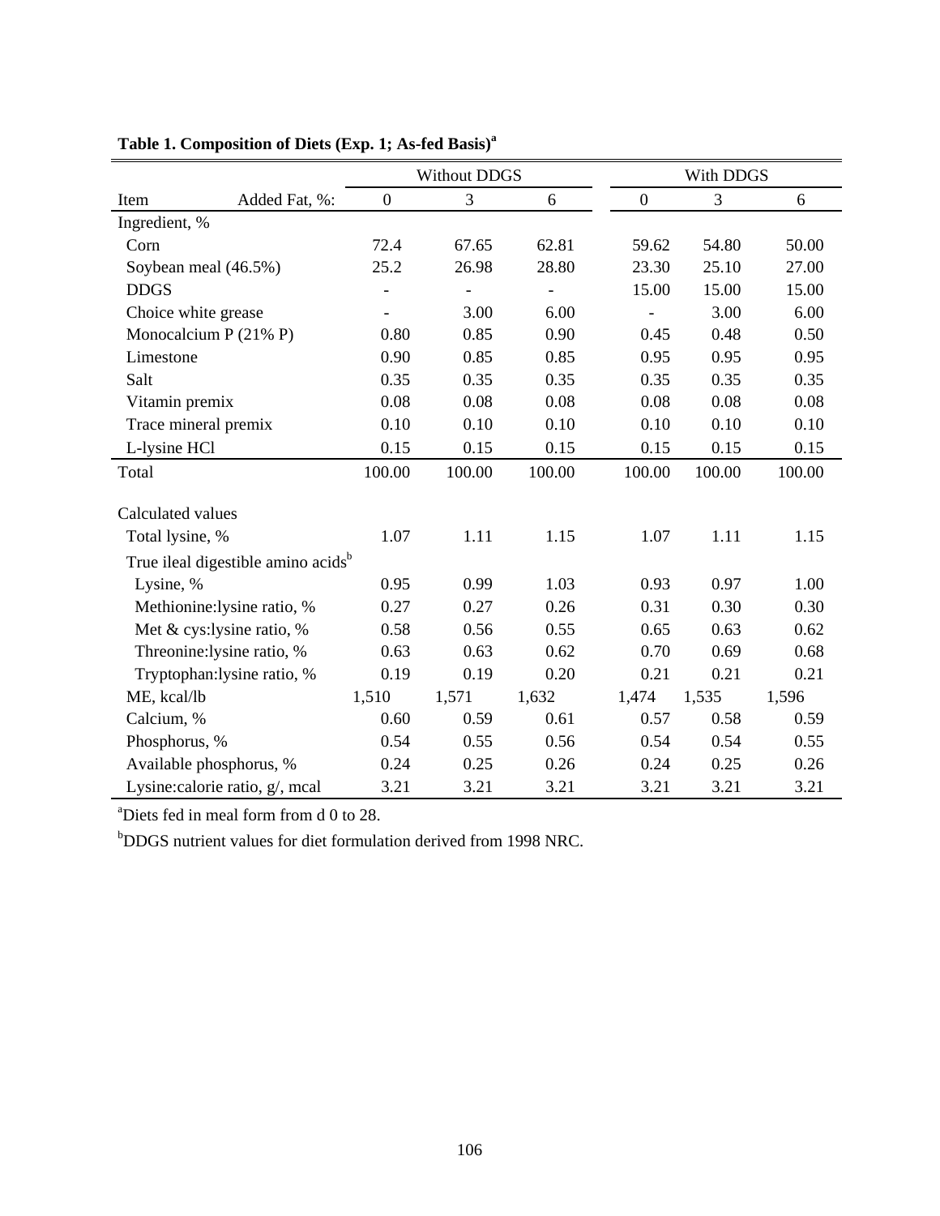**Table 1. Composition of Diets (Exp. 1; As-fed Basis)[a]**

| Item | Without DDGS | | | With DDGS | | |
|---|---|---|---|---|---|---|
| Added Fat, %: | 0 | 3 | 6 | 0 | 3 | 6 |
| Ingredient, % | | | | | | |
| Corn | 72.4 | 67.65 | 62.81 | 59.62 | 54.80 | 50.00 |
| Soybean meal (46.5%) | 25.2 | 26.98 | 28.80 | 23.30 | 25.10 | 27.00 |
| DDGS | - | - | - | 15.00 | 15.00 | 15.00 |
| Choice white grease | - | 3.00 | 6.00 | - | 3.00 | 6.00 |
| Monocalcium P (21% P) | 0.80 | 0.85 | 0.90 | 0.45 | 0.48 | 0.50 |
| Limestone | 0.90 | 0.85 | 0.85 | 0.95 | 0.95 | 0.95 |
| Salt | 0.35 | 0.35 | 0.35 | 0.35 | 0.35 | 0.35 |
| Vitamin premix | 0.08 | 0.08 | 0.08 | 0.08 | 0.08 | 0.08 |
| Trace mineral premix | 0.10 | 0.10 | 0.10 | 0.10 | 0.10 | 0.10 |
| L-lysine HCl | 0.15 | 0.15 | 0.15 | 0.15 | 0.15 | 0.15 |
| Total | 100.00 | 100.00 | 100.00 | 100.00 | 100.00 | 100.00 |
| Calculated values | | | | | | |
| Total lysine, % | 1.07 | 1.11 | 1.15 | 1.07 | 1.11 | 1.15 |
| True ileal digestible amino acids[b] | | | | | | |
| Lysine, % | 0.95 | 0.99 | 1.03 | 0.93 | 0.97 | 1.00 |
| Methionine:lysine ratio, % | 0.27 | 0.27 | 0.26 | 0.31 | 0.30 | 0.30 |
| Met & cys:lysine ratio, % | 0.58 | 0.56 | 0.55 | 0.65 | 0.63 | 0.62 |
| Threonine:lysine ratio, % | 0.63 | 0.63 | 0.62 | 0.70 | 0.69 | 0.68 |
| Tryptophan:lysine ratio, % | 0.19 | 0.19 | 0.20 | 0.21 | 0.21 | 0.21 |
| ME, kcal/lb | 1,510 | 1,571 | 1,632 | 1,474 | 1,535 | 1,596 |
| Calcium, % | 0.60 | 0.59 | 0.61 | 0.57 | 0.58 | 0.59 |
| Phosphorus, % | 0.54 | 0.55 | 0.56 | 0.54 | 0.54 | 0.55 |
| Available phosphorus, % | 0.24 | 0.25 | 0.26 | 0.24 | 0.25 | 0.26 |
| Lysine:calorie ratio, g/, mcal | 3.21 | 3.21 | 3.21 | 3.21 | 3.21 | 3.21 |

[a]Diets fed in meal form from d 0 to 28.

[b]DDGS nutrient values for diet formulation derived from 1998 NRC.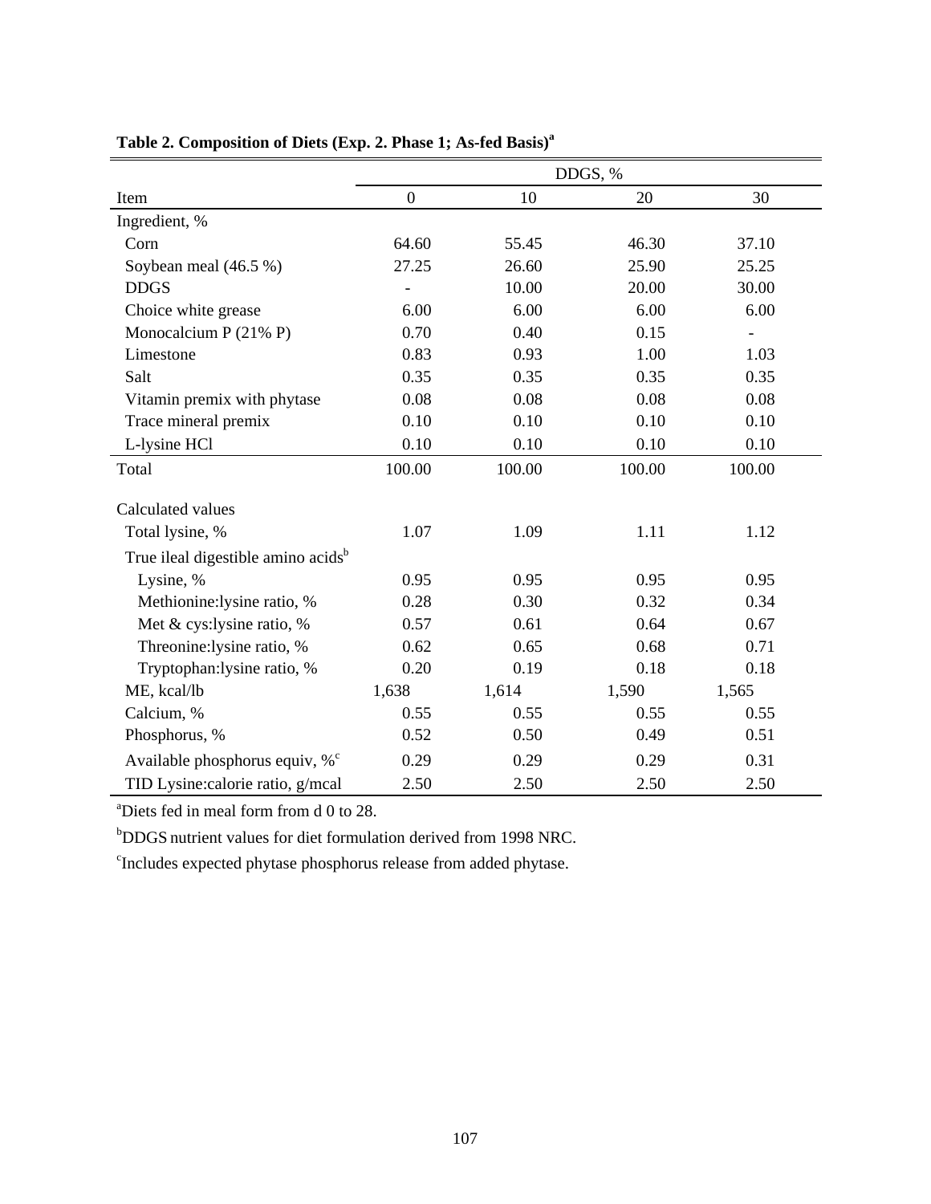**Table 2. Composition of Diets (Exp. 2. Phase 1; As-fed Basis)[a]**

| Item | DDGS, % | | | |
|---|---|---|---|---|
| | 0 | 10 | 20 | 30 |
| Ingredient, % | | | | |
| Corn | 64.60 | 55.45 | 46.30 | 37.10 |
| Soybean meal (46.5 %) | 27.25 | 26.60 | 25.90 | 25.25 |
| DDGS | - | 10.00 | 20.00 | 30.00 |
| Choice white grease | 6.00 | 6.00 | 6.00 | 6.00 |
| Monocalcium P (21% P) | 0.70 | 0.40 | 0.15 | - |
| Limestone | 0.83 | 0.93 | 1.00 | 1.03 |
| Salt | 0.35 | 0.35 | 0.35 | 0.35 |
| Vitamin premix with phytase | 0.08 | 0.08 | 0.08 | 0.08 |
| Trace mineral premix | 0.10 | 0.10 | 0.10 | 0.10 |
| L-lysine HCl | 0.10 | 0.10 | 0.10 | 0.10 |
| Total | 100.00 | 100.00 | 100.00 | 100.00 |
| | | | | |
| Calculated values | | | | |
| Total lysine, % | 1.07 | 1.09 | 1.11 | 1.12 |
| True ileal digestible amino acids[b] | | | | |
| Lysine, % | 0.95 | 0.95 | 0.95 | 0.95 |
| Methionine:lysine ratio, % | 0.28 | 0.30 | 0.32 | 0.34 |
| Met & cys:lysine ratio, % | 0.57 | 0.61 | 0.64 | 0.67 |
| Threonine:lysine ratio, % | 0.62 | 0.65 | 0.68 | 0.71 |
| Tryptophan:lysine ratio, % | 0.20 | 0.19 | 0.18 | 0.18 |
| ME, kcal/lb | 1,638 | 1,614 | 1,590 | 1,565 |
| Calcium, % | 0.55 | 0.55 | 0.55 | 0.55 |
| Phosphorus, % | 0.52 | 0.50 | 0.49 | 0.51 |
| Available phosphorus equiv, %[c] | 0.29 | 0.29 | 0.29 | 0.31 |
| TID Lysine:calorie ratio, g/mcal | 2.50 | 2.50 | 2.50 | 2.50 |

[a]Diets fed in meal form from d 0 to 28.

[b]DDGS nutrient values for diet formulation derived from 1998 NRC.

[c]Includes expected phytase phosphorus release from added phytase.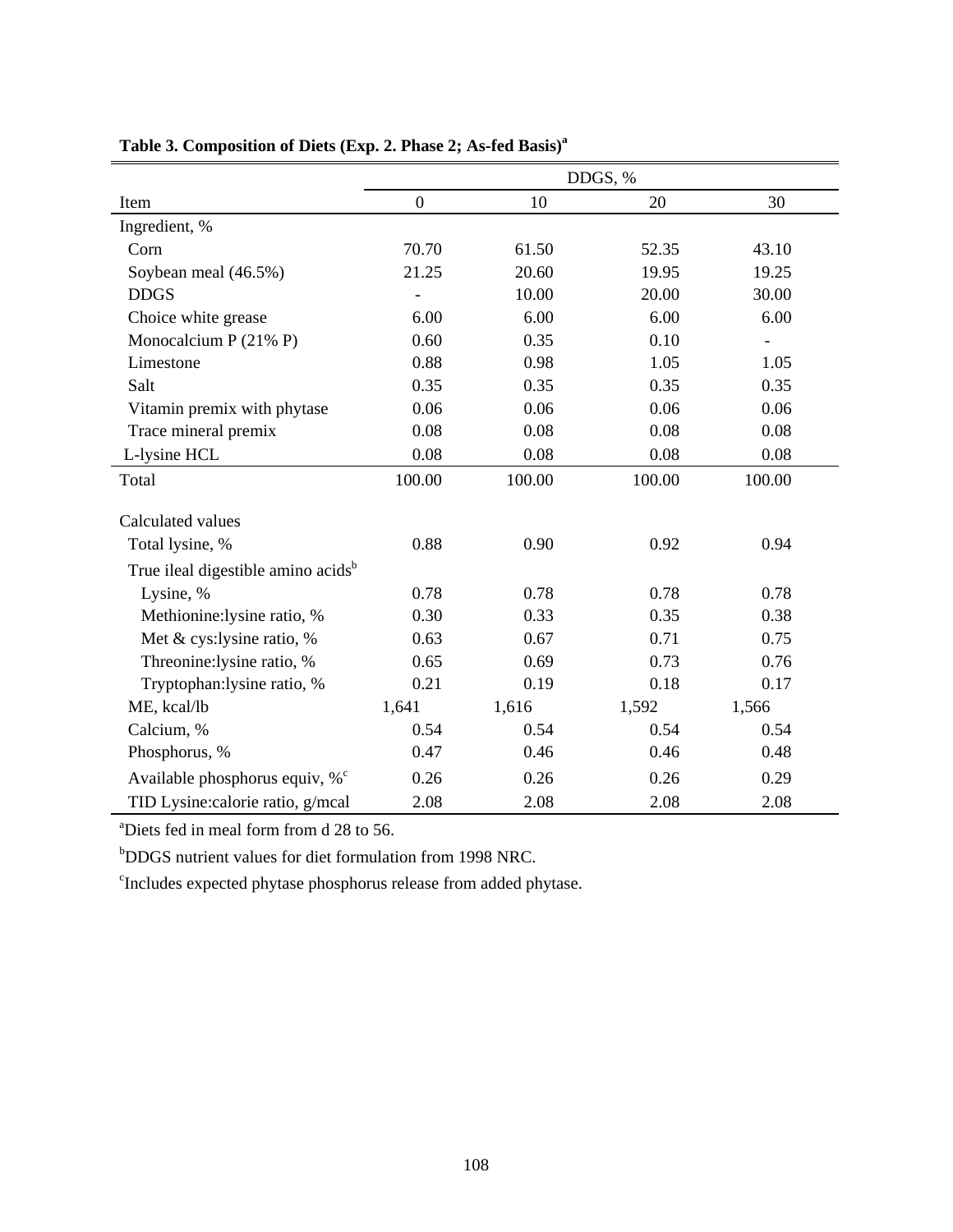**Table 3. Composition of Diets (Exp. 2. Phase 2; As-fed Basis)[a]**

| | DDGS, % | | | |
|---|---|---|---|---|
| Item | 0 | 10 | 20 | 30 |
| Ingredient, % | | | | |
| Corn | 70.70 | 61.50 | 52.35 | 43.10 |
| Soybean meal (46.5%) | 21.25 | 20.60 | 19.95 | 19.25 |
| DDGS | - | 10.00 | 20.00 | 30.00 |
| Choice white grease | 6.00 | 6.00 | 6.00 | 6.00 |
| Monocalcium P (21% P) | 0.60 | 0.35 | 0.10 | - |
| Limestone | 0.88 | 0.98 | 1.05 | 1.05 |
| Salt | 0.35 | 0.35 | 0.35 | 0.35 |
| Vitamin premix with phytase | 0.06 | 0.06 | 0.06 | 0.06 |
| Trace mineral premix | 0.08 | 0.08 | 0.08 | 0.08 |
| L-lysine HCL | 0.08 | 0.08 | 0.08 | 0.08 |
| Total | 100.00 | 100.00 | 100.00 | 100.00 |
| Calculated values | | | | |
| Total lysine, % | 0.88 | 0.90 | 0.92 | 0.94 |
| True ileal digestible amino acids[b] | | | | |
| Lysine, % | 0.78 | 0.78 | 0.78 | 0.78 |
| Methionine:lysine ratio, % | 0.30 | 0.33 | 0.35 | 0.38 |
| Met & cys:lysine ratio, % | 0.63 | 0.67 | 0.71 | 0.75 |
| Threonine:lysine ratio, % | 0.65 | 0.69 | 0.73 | 0.76 |
| Tryptophan:lysine ratio, % | 0.21 | 0.19 | 0.18 | 0.17 |
| ME, kcal/lb | 1,641 | 1,616 | 1,592 | 1,566 |
| Calcium, % | 0.54 | 0.54 | 0.54 | 0.54 |
| Phosphorus, % | 0.47 | 0.46 | 0.46 | 0.48 |
| Available phosphorus equiv, %[c] | 0.26 | 0.26 | 0.26 | 0.29 |
| TID Lysine:calorie ratio, g/mcal | 2.08 | 2.08 | 2.08 | 2.08 |

[a]Diets fed in meal form from d 28 to 56.

[b]DDGS nutrient values for diet formulation from 1998 NRC.

[c]Includes expected phytase phosphorus release from added phytase.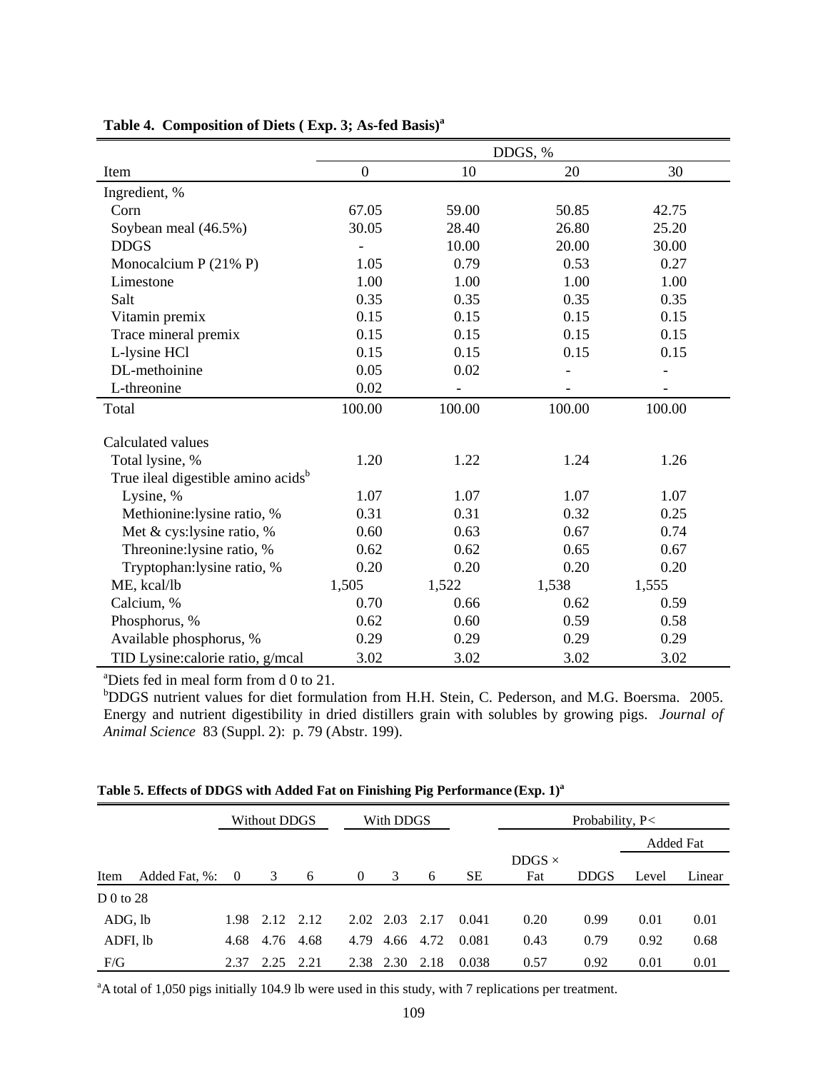**Table 4. Composition of Diets ( Exp. 3; As-fed Basis)[a]**

| Item | DDGS, % | | | |
|---|---|---|---|---|
| | 0 | 10 | 20 | 30 |
| Ingredient, % | | | | |
| Corn | 67.05 | 59.00 | 50.85 | 42.75 |
| Soybean meal (46.5%) | 30.05 | 28.40 | 26.80 | 25.20 |
| DDGS | - | 10.00 | 20.00 | 30.00 |
| Monocalcium P (21% P) | 1.05 | 0.79 | 0.53 | 0.27 |
| Limestone | 1.00 | 1.00 | 1.00 | 1.00 |
| Salt | 0.35 | 0.35 | 0.35 | 0.35 |
| Vitamin premix | 0.15 | 0.15 | 0.15 | 0.15 |
| Trace mineral premix | 0.15 | 0.15 | 0.15 | 0.15 |
| L-lysine HCl | 0.15 | 0.15 | 0.15 | 0.15 |
| DL-methoinine | 0.05 | 0.02 | - | - |
| L-threonine | 0.02 | - | - | - |
| Total | 100.00 | 100.00 | 100.00 | 100.00 |
| Calculated values | | | | |
| Total lysine, % | 1.20 | 1.22 | 1.24 | 1.26 |
| True ileal digestible amino acids[b] | | | | |
| Lysine, % | 1.07 | 1.07 | 1.07 | 1.07 |
| Methionine:lysine ratio, % | 0.31 | 0.31 | 0.32 | 0.25 |
| Met & cys:lysine ratio, % | 0.60 | 0.63 | 0.67 | 0.74 |
| Threonine:lysine ratio, % | 0.62 | 0.62 | 0.65 | 0.67 |
| Tryptophan:lysine ratio, % | 0.20 | 0.20 | 0.20 | 0.20 |
| ME, kcal/lb | 1,505 | 1,522 | 1,538 | 1,555 |
| Calcium, % | 0.70 | 0.66 | 0.62 | 0.59 |
| Phosphorus, % | 0.62 | 0.60 | 0.59 | 0.58 |
| Available phosphorus, % | 0.29 | 0.29 | 0.29 | 0.29 |
| TID Lysine:calorie ratio, g/mcal | 3.02 | 3.02 | 3.02 | 3.02 |

[a]Diets fed in meal form from d 0 to 21.
[b]DDGS nutrient values for diet formulation from H.H. Stein, C. Pederson, and M.G. Boersma. 2005. Energy and nutrient digestibility in dried distillers grain with solubles by growing pigs. *Journal of Animal Science* 83 (Suppl. 2): p. 79 (Abstr. 199).

**Table 5. Effects of DDGS with Added Fat on Finishing Pig Performance (Exp. 1)[a]**

| | Without DDGS | | | With DDGS | | | | Probability, P< | | | |
|---|---|---|---|---|---|---|---|---|---|---|---|
| | | | | | | | | | | Added Fat | |
| Item / Added Fat, %: | 0 | 3 | 6 | 0 | 3 | 6 | SE | DDGS × Fat | DDGS | Level | Linear |
| D 0 to 28 | | | | | | | | | | | |
| ADG, lb | 1.98 | 2.12 | 2.12 | 2.02 | 2.03 | 2.17 | 0.041 | 0.20 | 0.99 | 0.01 | 0.01 |
| ADFI, lb | 4.68 | 4.76 | 4.68 | 4.79 | 4.66 | 4.72 | 0.081 | 0.43 | 0.79 | 0.92 | 0.68 |
| F/G | 2.37 | 2.25 | 2.21 | 2.38 | 2.30 | 2.18 | 0.038 | 0.57 | 0.92 | 0.01 | 0.01 |

[a]A total of 1,050 pigs initially 104.9 lb were used in this study, with 7 replications per treatment.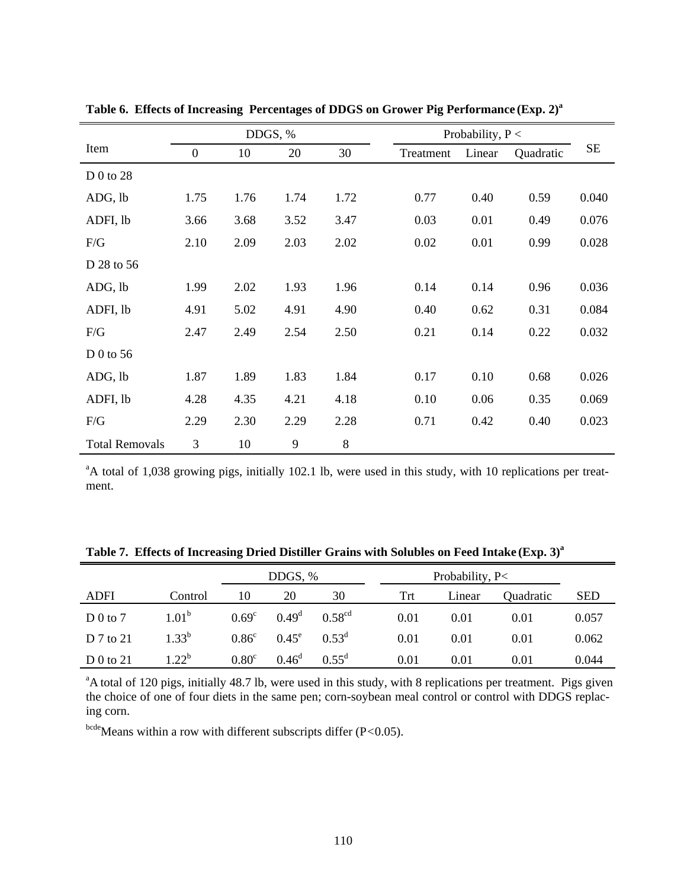**Table 6. Effects of Increasing Percentages of DDGS on Grower Pig Performance (Exp. 2)[a]**

| Item | DDGS, % | | | | Probability, P < | | | SE |
|---|---|---|---|---|---|---|---|---|
| | 0 | 10 | 20 | 30 | Treatment | Linear | Quadratic | |
| D 0 to 28 | | | | | | | | |
| ADG, lb | 1.75 | 1.76 | 1.74 | 1.72 | 0.77 | 0.40 | 0.59 | 0.040 |
| ADFI, lb | 3.66 | 3.68 | 3.52 | 3.47 | 0.03 | 0.01 | 0.49 | 0.076 |
| F/G | 2.10 | 2.09 | 2.03 | 2.02 | 0.02 | 0.01 | 0.99 | 0.028 |
| D 28 to 56 | | | | | | | | |
| ADG, lb | 1.99 | 2.02 | 1.93 | 1.96 | 0.14 | 0.14 | 0.96 | 0.036 |
| ADFI, lb | 4.91 | 5.02 | 4.91 | 4.90 | 0.40 | 0.62 | 0.31 | 0.084 |
| F/G | 2.47 | 2.49 | 2.54 | 2.50 | 0.21 | 0.14 | 0.22 | 0.032 |
| D 0 to 56 | | | | | | | | |
| ADG, lb | 1.87 | 1.89 | 1.83 | 1.84 | 0.17 | 0.10 | 0.68 | 0.026 |
| ADFI, lb | 4.28 | 4.35 | 4.21 | 4.18 | 0.10 | 0.06 | 0.35 | 0.069 |
| F/G | 2.29 | 2.30 | 2.29 | 2.28 | 0.71 | 0.42 | 0.40 | 0.023 |
| Total Removals | 3 | 10 | 9 | 8 | | | | |

[a]A total of 1,038 growing pigs, initially 102.1 lb, were used in this study, with 10 replications per treatment.

**Table 7. Effects of Increasing Dried Distiller Grains with Solubles on Feed Intake (Exp. 3)[a]**

| | | DDGS, % | | | Probability, P< | | | |
|---|---|---|---|---|---|---|---|---|
| ADFI | Control | 10 | 20 | 30 | Trt | Linear | Quadratic | SED |
| D 0 to 7 | $1.01^{b}$ | $0.69^{c}$ | $0.49^{d}$ | $0.58^{cd}$ | 0.01 | 0.01 | 0.01 | 0.057 |
| D 7 to 21 | $1.33^{b}$ | $0.86^{c}$ | $0.45^{e}$ | $0.53^{d}$ | 0.01 | 0.01 | 0.01 | 0.062 |
| D 0 to 21 | $1.22^{b}$ | $0.80^{c}$ | $0.46^{d}$ | $0.55^{d}$ | 0.01 | 0.01 | 0.01 | 0.044 |

[a]A total of 120 pigs, initially 48.7 lb, were used in this study, with 8 replications per treatment. Pigs given the choice of one of four diets in the same pen; corn-soybean meal control or control with DDGS replacing corn.

[bcde]Means within a row with different subscripts differ (P<0.05).